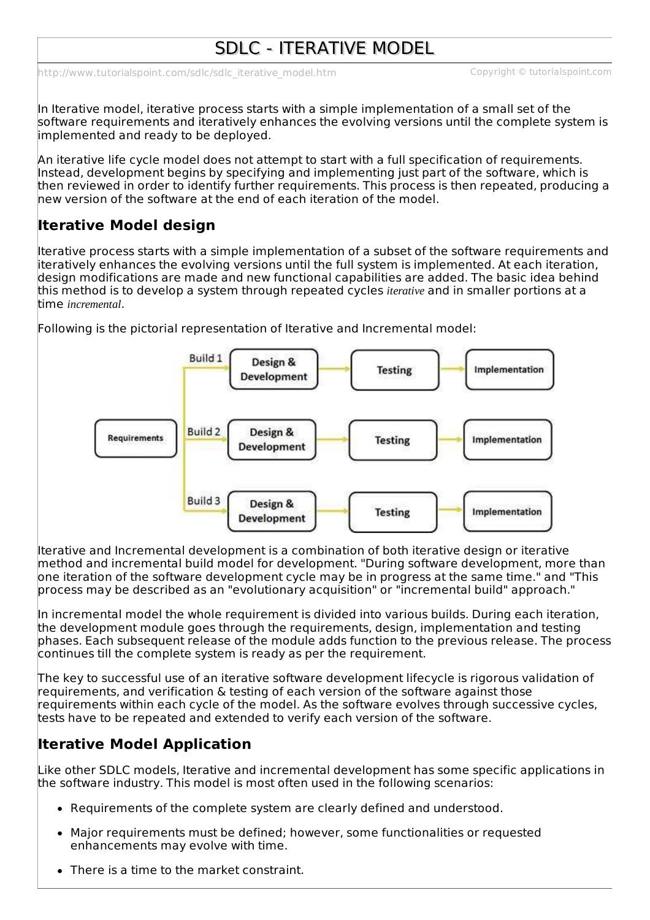# SDLC - ITERATIVE MODEL

http://www.tutorialspoint.com/sdlc/sdlc_iterative_model.htm

In Iterative model, iterative process starts with a simple implementation of a small set of the software requirements and iteratively enhances the evolving versions until the complete system is implemented and ready to be deployed.

An iterative life cycle model does not attempt to start with a full specification of requirements. Instead, development begins by specifying and implementing just part of the software, which is then reviewed in order to identify further requirements. This process is then repeated, producing a new version of the software at the end of each iteration of the model.

## Iterative Model design

Iterative process starts with a simple implementation of a subset of the software requirements and iteratively enhances the evolving versions until the full system is implemented. At each iteration, design modifications are made and new functional capabilities are added. The basic idea behind this method is to develop a system through repeated cycles *iterative* and in smaller portions at a time *incremental*.

Following is the pictorial representation of Iterative and Incremental model:

Iterative and Incremental development is a combination of both iterative design or iterative method and incremental build model for development. "During software development, more than one iteration of the software development cycle may be in progress at the same time." and "This process may be described as an "evolutionary acquisition" or "incremental build" approach."

In incremental model the whole requirement is divided into various builds. During each iteration, the development module goes through the requirements, design, implementation and testing phases. Each subsequent release of the module adds function to the previous release. The process continues till the complete system is ready as per the requirement.

The key to successful use of an iterative software development lifecycle is rigorous validation of requirements, and verification & testing of each version of the software against those requirements within each cycle of the model. As the software evolves through successive cycles, tests have to be repeated and extended to verify each version of the software.

## Iterative Model Application

Like other SDLC models, Iterative and incremental development has some specific applications in the software industry. This model is most often used in the following scenarios:

- Requirements of the complete system are clearly defined and understood.
- Major requirements must be defined; however, some functionalities or requested enhancements may evolve with time.
- There is a time to the market constraint.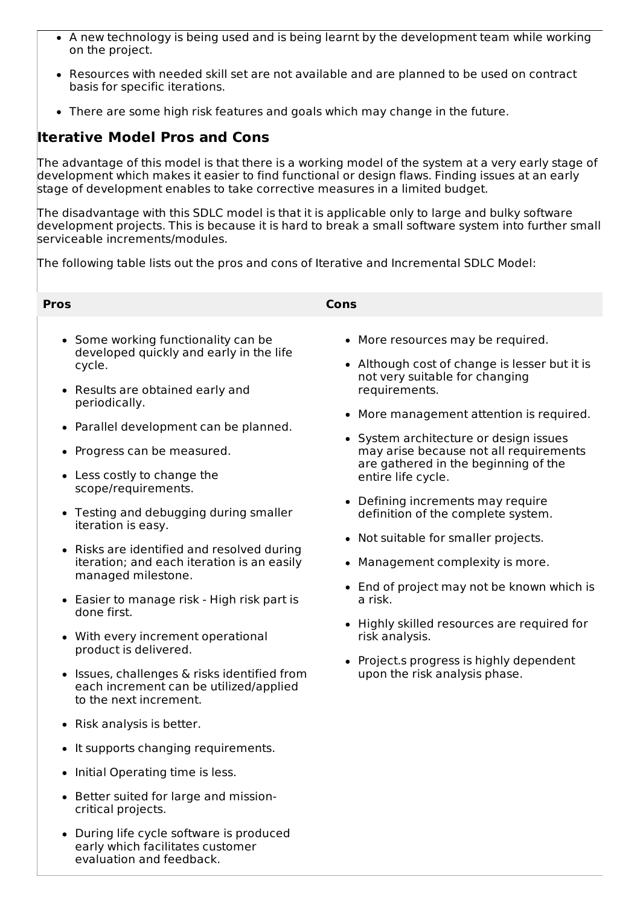- A new technology is being used and is being learnt by the development team while working on the project.
- Resources with needed skill set are not available and are planned to be used on contract basis for specific iterations.
- There are some high risk features and goals which may change in the future.

## Iterative Model Pros and Cons

The advantage of this model is that there is a working model of the system at a very early stage of development which makes it easier to find functional or design flaws. Finding issues at an early stage of development enables to take corrective measures in a limited budget.

The disadvantage with this SDLC model is that it is applicable only to large and bulky software development projects. This is because it is hard to break a small software system into further small serviceable increments/modules.

The following table lists out the pros and cons of Iterative and Incremental SDLC Model:

| Pros | Cons |
|---|---|
| • Some working functionality can be developed quickly and early in the life cycle.<br>• Results are obtained early and periodically.<br>• Parallel development can be planned.<br>• Progress can be measured.<br>• Less costly to change the scope/requirements.<br>• Testing and debugging during smaller iteration is easy.<br>• Risks are identified and resolved during iteration; and each iteration is an easily managed milestone.<br>• Easier to manage risk - High risk part is done first.<br>• With every increment operational product is delivered.<br>• Issues, challenges & risks identified from each increment can be utilized/applied to the next increment.<br>• Risk analysis is better.<br>• It supports changing requirements.<br>• Initial Operating time is less.<br>• Better suited for large and mission-critical projects.<br>• During life cycle software is produced early which facilitates customer evaluation and feedback. | • More resources may be required.<br>• Although cost of change is lesser but it is not very suitable for changing requirements.<br>• More management attention is required.<br>• System architecture or design issues may arise because not all requirements are gathered in the beginning of the entire life cycle.<br>• Defining increments may require definition of the complete system.<br>• Not suitable for smaller projects.<br>• Management complexity is more.<br>• End of project may not be known which is a risk.<br>• Highly skilled resources are required for risk analysis.<br>• Project.s progress is highly dependent upon the risk analysis phase. |